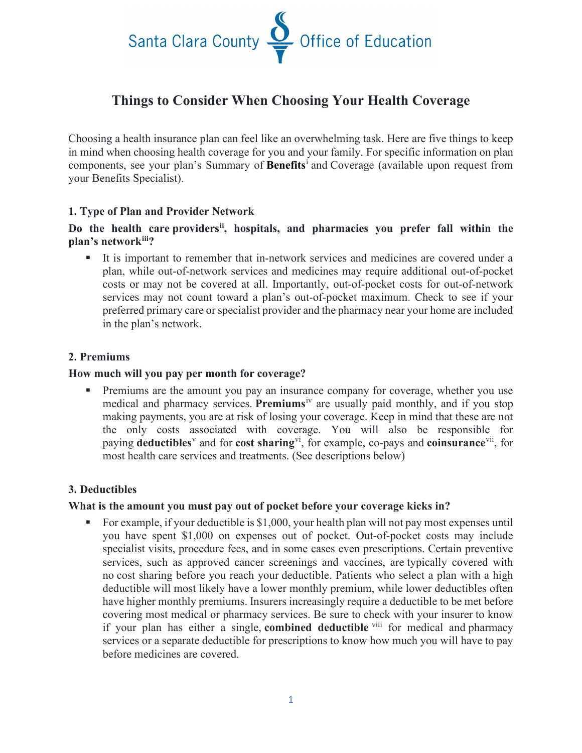Santa Clara County Office of Education

# Things to Consider When Choosing Your Health Coverage

Choosing a health insurance plan can feel like an overwhelming task. Here are five things to keep in mind when choosing health coverage for you and your family. For specific information on plan components, see your plan's Summary of **Benefits**[i] and Coverage (available upon request from your Benefits Specialist).

### 1. Type of Plan and Provider Network

**Do the health care providers[ii], hospitals, and pharmacies you prefer fall within the plan's network[iii]?**

- It is important to remember that in-network services and medicines are covered under a plan, while out-of-network services and medicines may require additional out-of-pocket costs or may not be covered at all. Importantly, out-of-pocket costs for out-of-network services may not count toward a plan's out-of-pocket maximum. Check to see if your preferred primary care or specialist provider and the pharmacy near your home are included in the plan's network.

### 2. Premiums

**How much will you pay per month for coverage?**

- Premiums are the amount you pay an insurance company for coverage, whether you use medical and pharmacy services. **Premiums**[iv] are usually paid monthly, and if you stop making payments, you are at risk of losing your coverage. Keep in mind that these are not the only costs associated with coverage. You will also be responsible for paying **deductibles**[v] and for **cost sharing**[vi], for example, co-pays and **coinsurance**[vii], for most health care services and treatments. (See descriptions below)

### 3. Deductibles

**What is the amount you must pay out of pocket before your coverage kicks in?**

- For example, if your deductible is $1,000, your health plan will not pay most expenses until you have spent $1,000 on expenses out of pocket. Out-of-pocket costs may include specialist visits, procedure fees, and in some cases even prescriptions. Certain preventive services, such as approved cancer screenings and vaccines, are typically covered with no cost sharing before you reach your deductible. Patients who select a plan with a high deductible will most likely have a lower monthly premium, while lower deductibles often have higher monthly premiums. Insurers increasingly require a deductible to be met before covering most medical or pharmacy services. Be sure to check with your insurer to know if your plan has either a single, **combined deductible**[viii] for medical and pharmacy services or a separate deductible for prescriptions to know how much you will have to pay before medicines are covered.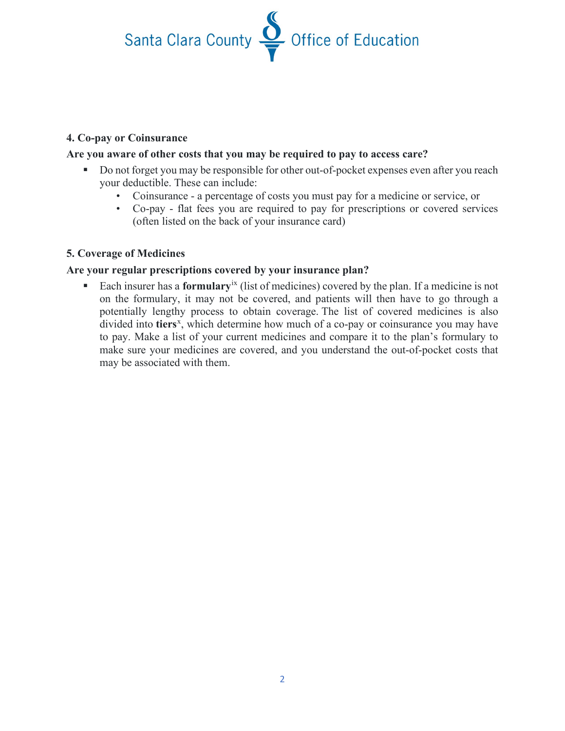**4. Co-pay or Coinsurance**

**Are you aware of other costs that you may be required to pay to access care?**

- Do not forget you may be responsible for other out-of-pocket expenses even after you reach your deductible. These can include:
  - Coinsurance - a percentage of costs you must pay for a medicine or service, or
  - Co-pay - flat fees you are required to pay for prescriptions or covered services (often listed on the back of your insurance card)

**5. Coverage of Medicines**

**Are your regular prescriptions covered by your insurance plan?**

- Each insurer has a **formulary**[ix] (list of medicines) covered by the plan. If a medicine is not on the formulary, it may not be covered, and patients will then have to go through a potentially lengthy process to obtain coverage. The list of covered medicines is also divided into **tiers**[x], which determine how much of a co-pay or coinsurance you may have to pay. Make a list of your current medicines and compare it to the plan's formulary to make sure your medicines are covered, and you understand the out-of-pocket costs that may be associated with them.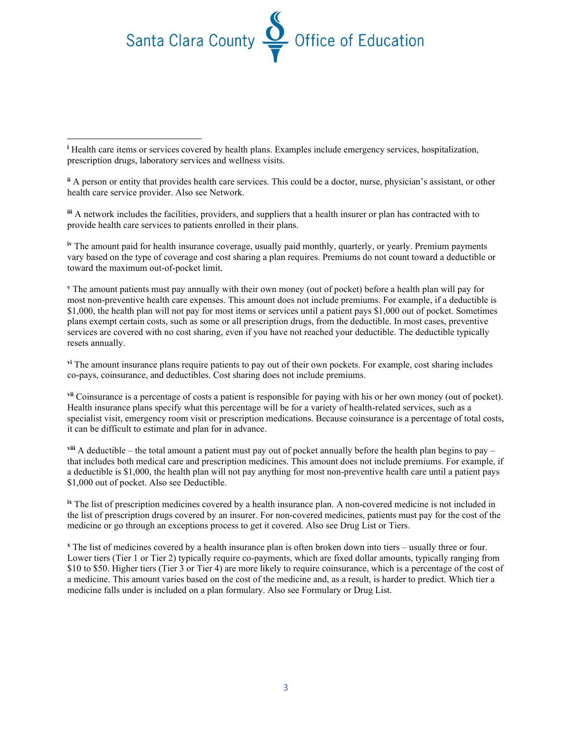[i] Health care items or services covered by health plans. Examples include emergency services, hospitalization, prescription drugs, laboratory services and wellness visits.

[ii] A person or entity that provides health care services. This could be a doctor, nurse, physician's assistant, or other health care service provider. Also see Network.

[iii] A network includes the facilities, providers, and suppliers that a health insurer or plan has contracted with to provide health care services to patients enrolled in their plans.

[iv] The amount paid for health insurance coverage, usually paid monthly, quarterly, or yearly. Premium payments vary based on the type of coverage and cost sharing a plan requires. Premiums do not count toward a deductible or toward the maximum out-of-pocket limit.

[v] The amount patients must pay annually with their own money (out of pocket) before a health plan will pay for most non-preventive health care expenses. This amount does not include premiums. For example, if a deductible is $1,000, the health plan will not pay for most items or services until a patient pays $1,000 out of pocket. Sometimes plans exempt certain costs, such as some or all prescription drugs, from the deductible. In most cases, preventive services are covered with no cost sharing, even if you have not reached your deductible. The deductible typically resets annually.

[vi] The amount insurance plans require patients to pay out of their own pockets. For example, cost sharing includes co-pays, coinsurance, and deductibles. Cost sharing does not include premiums.

[vii] Coinsurance is a percentage of costs a patient is responsible for paying with his or her own money (out of pocket). Health insurance plans specify what this percentage will be for a variety of health-related services, such as a specialist visit, emergency room visit or prescription medications. Because coinsurance is a percentage of total costs, it can be difficult to estimate and plan for in advance.

[viii] A deductible – the total amount a patient must pay out of pocket annually before the health plan begins to pay – that includes both medical care and prescription medicines. This amount does not include premiums. For example, if a deductible is $1,000, the health plan will not pay anything for most non-preventive health care until a patient pays $1,000 out of pocket. Also see Deductible.

[ix] The list of prescription medicines covered by a health insurance plan. A non-covered medicine is not included in the list of prescription drugs covered by an insurer. For non-covered medicines, patients must pay for the cost of the medicine or go through an exceptions process to get it covered. Also see Drug List or Tiers.

[x] The list of medicines covered by a health insurance plan is often broken down into tiers – usually three or four. Lower tiers (Tier 1 or Tier 2) typically require co-payments, which are fixed dollar amounts, typically ranging from $10 to $50. Higher tiers (Tier 3 or Tier 4) are more likely to require coinsurance, which is a percentage of the cost of a medicine. This amount varies based on the cost of the medicine and, as a result, is harder to predict. Which tier a medicine falls under is included on a plan formulary. Also see Formulary or Drug List.